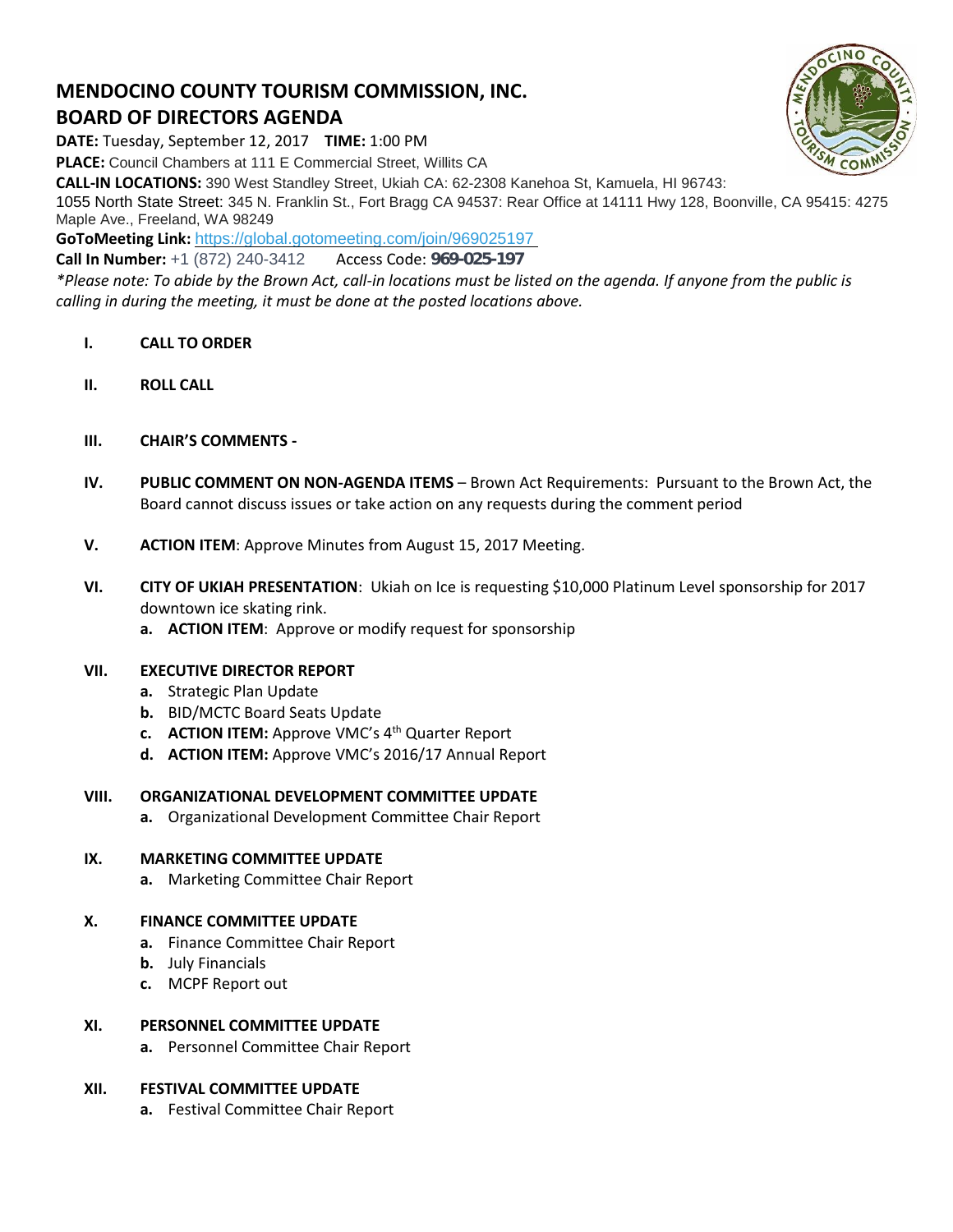# MENDOCINO COUNTY TOURISM COMMISSION, INC.
## BOARD OF DIRECTORS AGENDA

**DATE:** Tuesday, September 12, 2017 **TIME:** 1:00 PM

**PLACE:** Council Chambers at 111 E Commercial Street, Willits CA

**CALL-IN LOCATIONS:** 390 West Standley Street, Ukiah CA: 62-2308 Kanehoa St, Kamuela, HI 96743: 1055 North State Street: 345 N. Franklin St., Fort Bragg CA 94537: Rear Office at 14111 Hwy 128, Boonville, CA 95415: 4275 Maple Ave., Freeland, WA 98249

**GoToMeeting Link:** https://global.gotomeeting.com/join/969025197

**Call In Number:** +1 (872) 240-3412 Access Code: **969-025-197**

*\*Please note: To abide by the Brown Act, call-in locations must be listed on the agenda. If anyone from the public is calling in during the meeting, it must be done at the posted locations above.*

- **I. CALL TO ORDER**
- **II. ROLL CALL**
- **III. CHAIR'S COMMENTS -**
- **IV. PUBLIC COMMENT ON NON-AGENDA ITEMS** – Brown Act Requirements: Pursuant to the Brown Act, the Board cannot discuss issues or take action on any requests during the comment period
- **V. ACTION ITEM**: Approve Minutes from August 15, 2017 Meeting.
- **VI. CITY OF UKIAH PRESENTATION**: Ukiah on Ice is requesting $10,000 Platinum Level sponsorship for 2017 downtown ice skating rink.
  - **a. ACTION ITEM**: Approve or modify request for sponsorship
- **VII. EXECUTIVE DIRECTOR REPORT**
  - **a.** Strategic Plan Update
  - **b.** BID/MCTC Board Seats Update
  - **c. ACTION ITEM:** Approve VMC's 4th Quarter Report
  - **d. ACTION ITEM:** Approve VMC's 2016/17 Annual Report
- **VIII. ORGANIZATIONAL DEVELOPMENT COMMITTEE UPDATE**
  - **a.** Organizational Development Committee Chair Report
- **IX. MARKETING COMMITTEE UPDATE**
  - **a.** Marketing Committee Chair Report
- **X. FINANCE COMMITTEE UPDATE**
  - **a.** Finance Committee Chair Report
  - **b.** July Financials
  - **c.** MCPF Report out
- **XI. PERSONNEL COMMITTEE UPDATE**
  - **a.** Personnel Committee Chair Report
- **XII. FESTIVAL COMMITTEE UPDATE**
  - **a.** Festival Committee Chair Report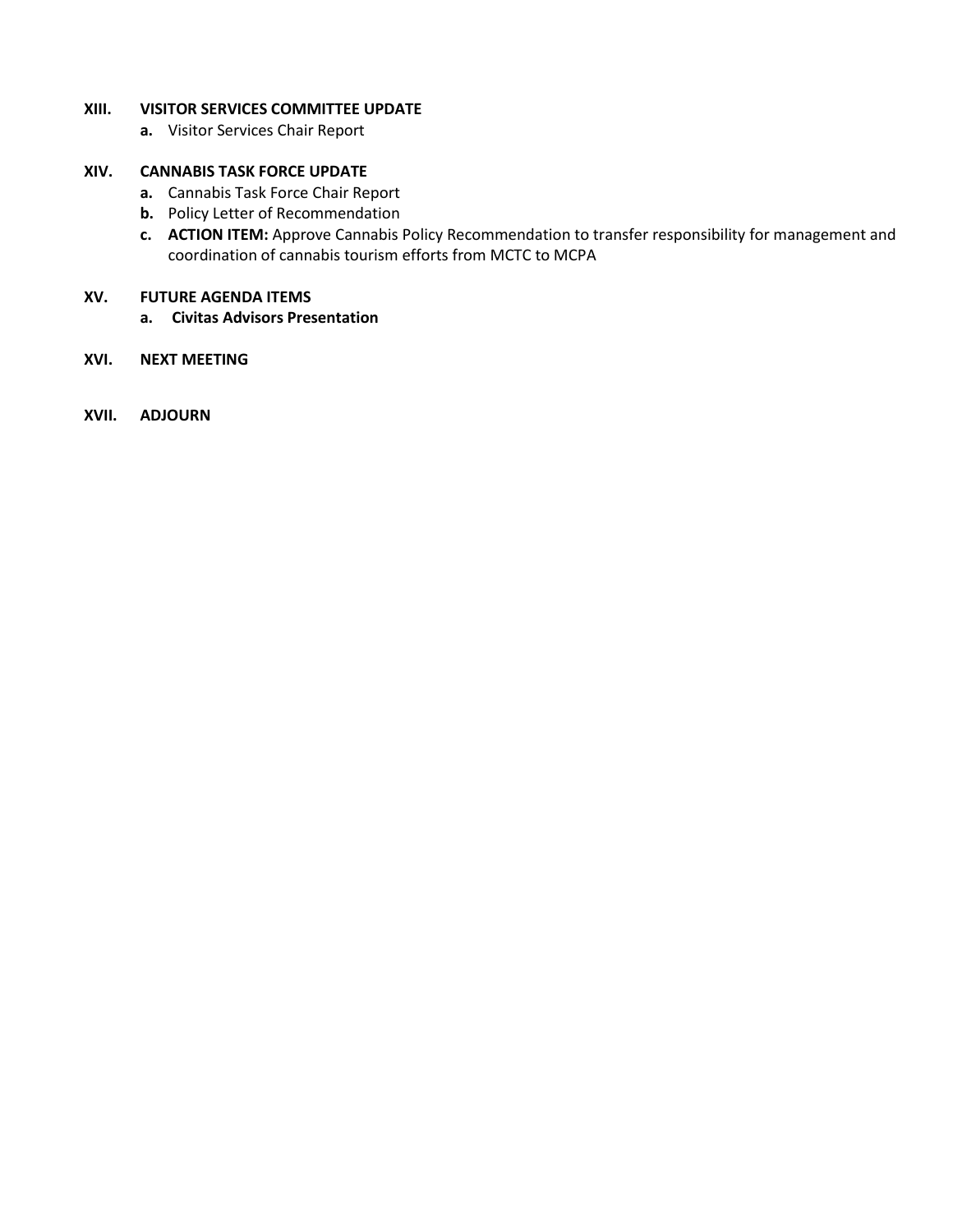**XIII. VISITOR SERVICES COMMITTEE UPDATE**

- **a.** Visitor Services Chair Report

**XIV. CANNABIS TASK FORCE UPDATE**

- **a.** Cannabis Task Force Chair Report
- **b.** Policy Letter of Recommendation
- **c.** **ACTION ITEM:** Approve Cannabis Policy Recommendation to transfer responsibility for management and coordination of cannabis tourism efforts from MCTC to MCPA

**XV. FUTURE AGENDA ITEMS**

- **a. Civitas Advisors Presentation**

**XVI. NEXT MEETING**

**XVII. ADJOURN**